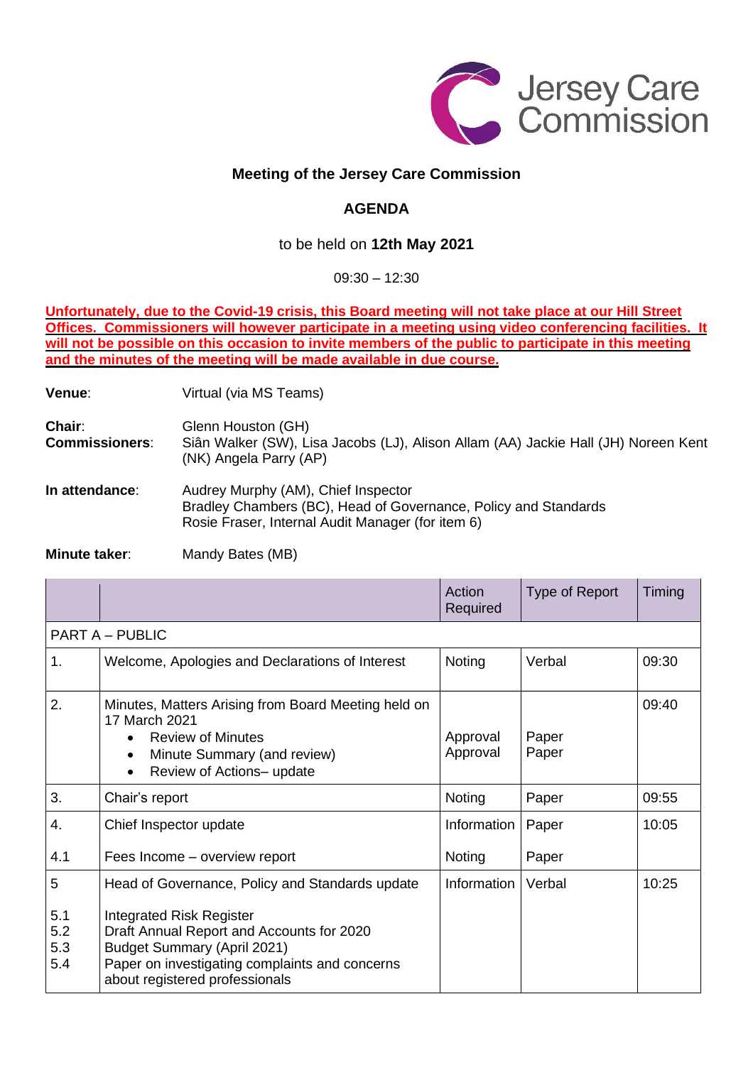Jersey Care Commission

# Meeting of the Jersey Care Commission

## AGENDA

to be held on **12th May 2021**

09:30 – 12:30

**Unfortunately, due to the Covid-19 crisis, this Board meeting will not take place at our Hill Street Offices. Commissioners will however participate in a meeting using video conferencing facilities. It will not be possible on this occasion to invite members of the public to participate in this meeting and the minutes of the meeting will be made available in due course.**

**Venue**: Virtual (via MS Teams)

**Chair**: Glenn Houston (GH)
**Commissioners**: Siân Walker (SW), Lisa Jacobs (LJ), Alison Allam (AA) Jackie Hall (JH) Noreen Kent (NK) Angela Parry (AP)

**In attendance**: Audrey Murphy (AM), Chief Inspector
Bradley Chambers (BC), Head of Governance, Policy and Standards
Rosie Fraser, Internal Audit Manager (for item 6)

**Minute taker**: Mandy Bates (MB)

| | | Action Required | Type of Report | Timing |
|---|---|---|---|---|
| PART A – PUBLIC | | | | |
| 1. | Welcome, Apologies and Declarations of Interest | Noting | Verbal | 09:30 |
| 2. | Minutes, Matters Arising from Board Meeting held on 17 March 2021<br>• Review of Minutes<br>• Minute Summary (and review)<br>• Review of Actions– update | Approval<br>Approval | Paper<br>Paper | 09:40 |
| 3. | Chair's report | Noting | Paper | 09:55 |
| 4.<br><br>4.1 | Chief Inspector update<br><br>Fees Income – overview report | Information<br><br>Noting | Paper<br><br>Paper | 10:05 |
| 5<br><br>5.1<br>5.2<br>5.3<br>5.4 | Head of Governance, Policy and Standards update<br><br>Integrated Risk Register<br>Draft Annual Report and Accounts for 2020<br>Budget Summary (April 2021)<br>Paper on investigating complaints and concerns about registered professionals | Information | Verbal | 10:25 |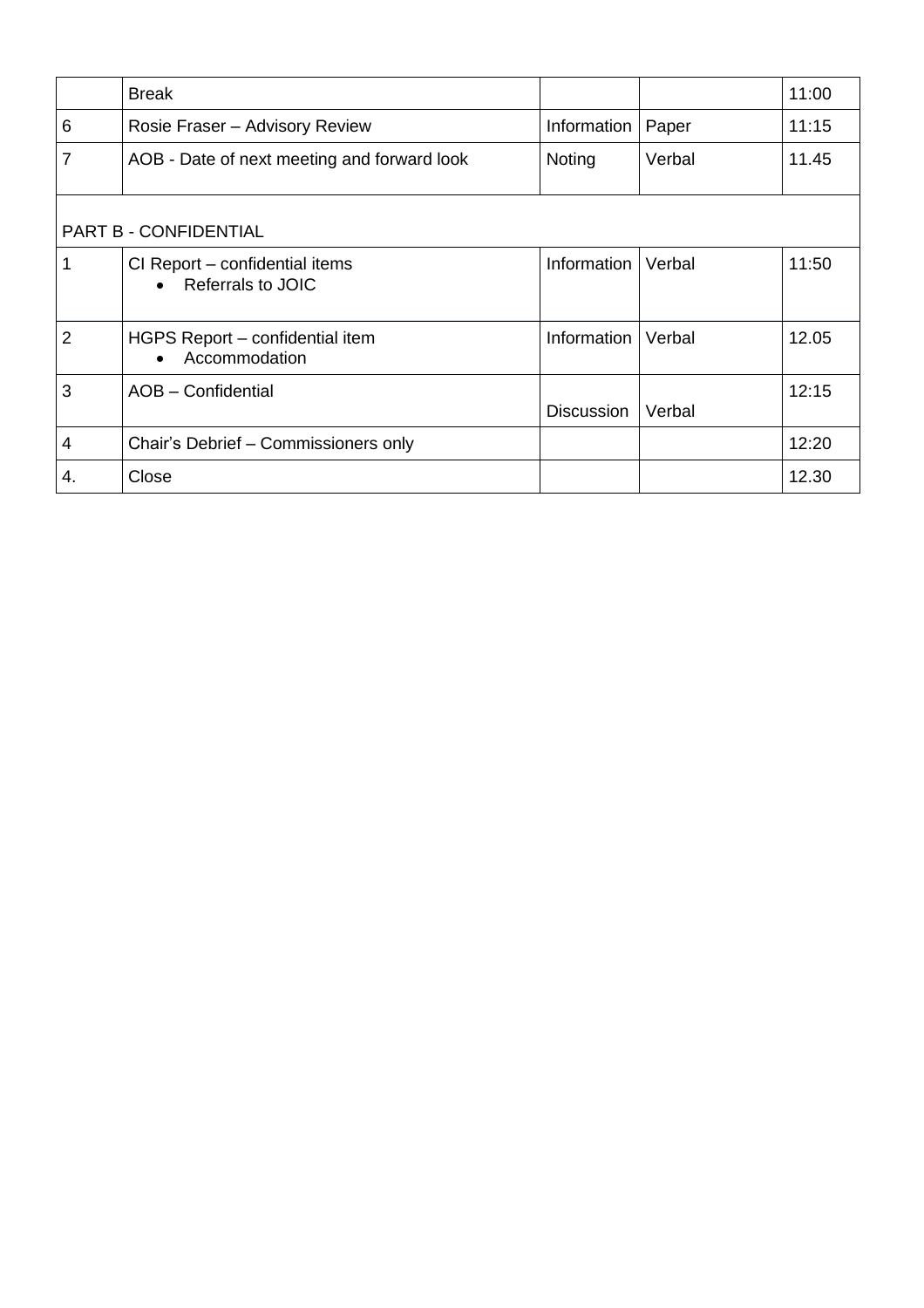| | | | | |
|---|---|---|---|---|
| | Break | | | 11:00 |
| 6 | Rosie Fraser – Advisory Review | Information | Paper | 11:15 |
| 7 | AOB - Date of next meeting and forward look | Noting | Verbal | 11.45 |
| PART B - CONFIDENTIAL | | | | |
| 1 | CI Report – confidential items<br>• Referrals to JOIC | Information | Verbal | 11:50 |
| 2 | HGPS Report – confidential item<br>• Accommodation | Information | Verbal | 12.05 |
| 3 | AOB – Confidential | Discussion | Verbal | 12:15 |
| 4 | Chair's Debrief – Commissioners only | | | 12:20 |
| 4. | Close | | | 12.30 |